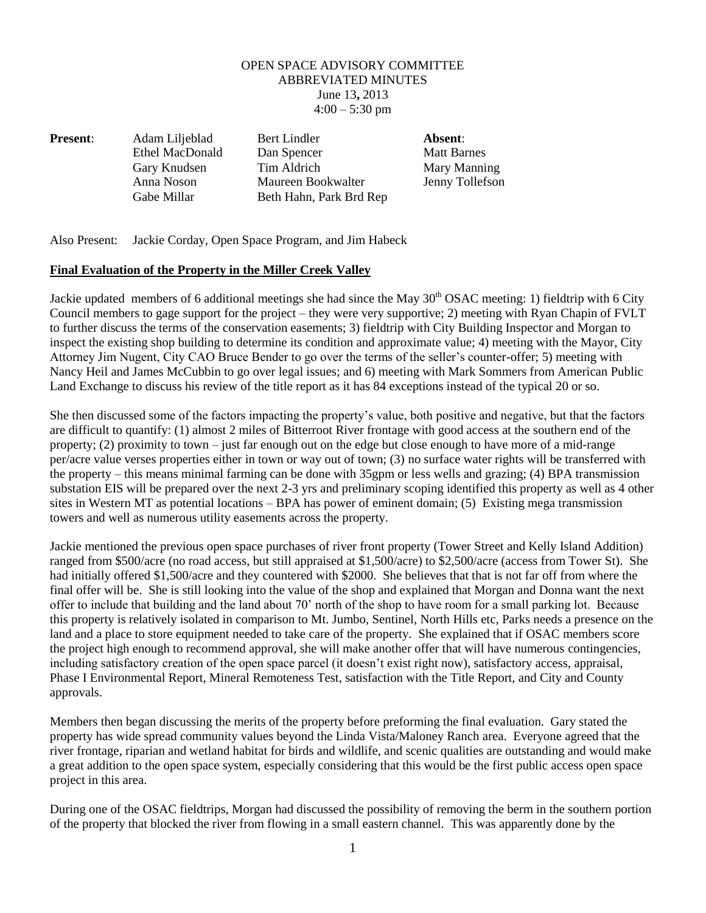OPEN SPACE ADVISORY COMMITTEE
ABBREVIATED MINUTES
June 13, 2013
4:00 – 5:30 pm

| **Present**: | | | **Absent**: |
|---|---|---|---|
| | Adam Liljeblad | Bert Lindler | |
| | Ethel MacDonald | Dan Spencer | Matt Barnes |
| | Gary Knudsen | Tim Aldrich | Mary Manning |
| | Anna Noson | Maureen Bookwalter | Jenny Tollefson |
| | Gabe Millar | Beth Hahn, Park Brd Rep | |

Also Present: Jackie Corday, Open Space Program, and Jim Habeck

**Final Evaluation of the Property in the Miller Creek Valley**

Jackie updated members of 6 additional meetings she had since the May 30th OSAC meeting: 1) fieldtrip with 6 City Council members to gage support for the project – they were very supportive; 2) meeting with Ryan Chapin of FVLT to further discuss the terms of the conservation easements; 3) fieldtrip with City Building Inspector and Morgan to inspect the existing shop building to determine its condition and approximate value; 4) meeting with the Mayor, City Attorney Jim Nugent, City CAO Bruce Bender to go over the terms of the seller's counter-offer; 5) meeting with Nancy Heil and James McCubbin to go over legal issues; and 6) meeting with Mark Sommers from American Public Land Exchange to discuss his review of the title report as it has 84 exceptions instead of the typical 20 or so.

She then discussed some of the factors impacting the property's value, both positive and negative, but that the factors are difficult to quantify: (1) almost 2 miles of Bitterroot River frontage with good access at the southern end of the property; (2) proximity to town – just far enough out on the edge but close enough to have more of a mid-range per/acre value verses properties either in town or way out of town; (3) no surface water rights will be transferred with the property – this means minimal farming can be done with 35gpm or less wells and grazing; (4) BPA transmission substation EIS will be prepared over the next 2-3 yrs and preliminary scoping identified this property as well as 4 other sites in Western MT as potential locations – BPA has power of eminent domain; (5) Existing mega transmission towers and well as numerous utility easements across the property.

Jackie mentioned the previous open space purchases of river front property (Tower Street and Kelly Island Addition) ranged from $500/acre (no road access, but still appraised at $1,500/acre) to $2,500/acre (access from Tower St). She had initially offered $1,500/acre and they countered with $2000. She believes that that is not far off from where the final offer will be. She is still looking into the value of the shop and explained that Morgan and Donna want the next offer to include that building and the land about 70' north of the shop to have room for a small parking lot. Because this property is relatively isolated in comparison to Mt. Jumbo, Sentinel, North Hills etc, Parks needs a presence on the land and a place to store equipment needed to take care of the property. She explained that if OSAC members score the project high enough to recommend approval, she will make another offer that will have numerous contingencies, including satisfactory creation of the open space parcel (it doesn't exist right now), satisfactory access, appraisal, Phase I Environmental Report, Mineral Remoteness Test, satisfaction with the Title Report, and City and County approvals.

Members then began discussing the merits of the property before preforming the final evaluation. Gary stated the property has wide spread community values beyond the Linda Vista/Maloney Ranch area. Everyone agreed that the river frontage, riparian and wetland habitat for birds and wildlife, and scenic qualities are outstanding and would make a great addition to the open space system, especially considering that this would be the first public access open space project in this area.

During one of the OSAC fieldtrips, Morgan had discussed the possibility of removing the berm in the southern portion of the property that blocked the river from flowing in a small eastern channel. This was apparently done by the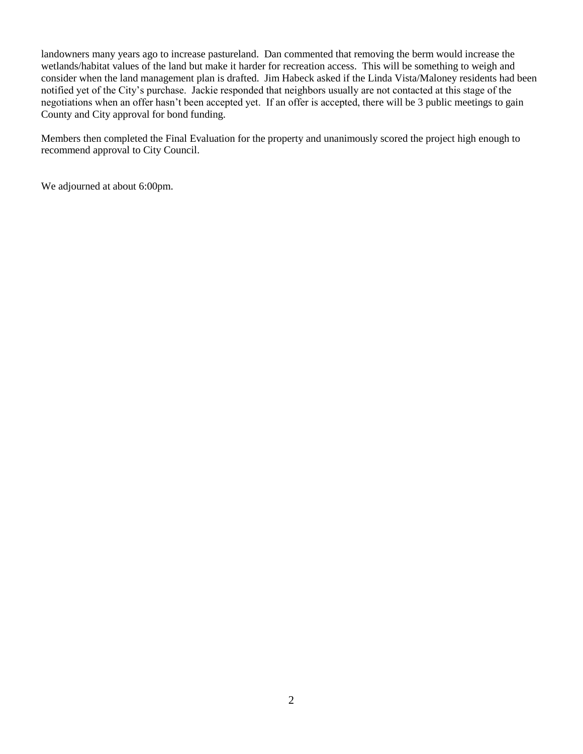landowners many years ago to increase pastureland. Dan commented that removing the berm would increase the wetlands/habitat values of the land but make it harder for recreation access. This will be something to weigh and consider when the land management plan is drafted. Jim Habeck asked if the Linda Vista/Maloney residents had been notified yet of the City's purchase. Jackie responded that neighbors usually are not contacted at this stage of the negotiations when an offer hasn't been accepted yet. If an offer is accepted, there will be 3 public meetings to gain County and City approval for bond funding.

Members then completed the Final Evaluation for the property and unanimously scored the project high enough to recommend approval to City Council.

We adjourned at about 6:00pm.